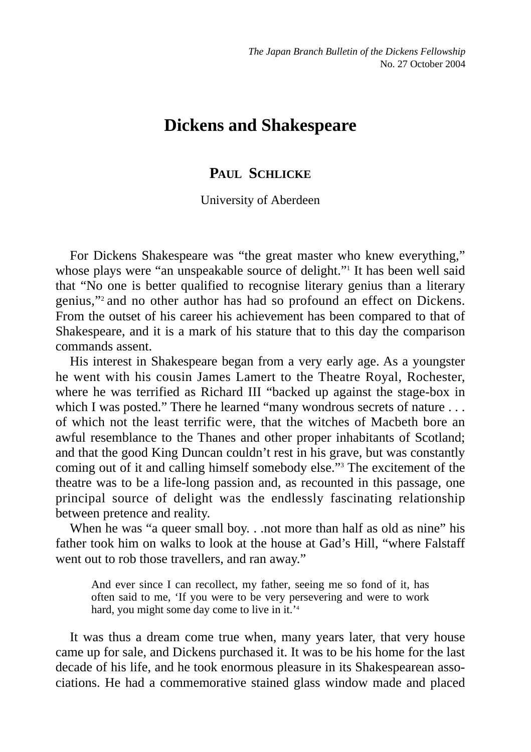# Dickens and Shakespeare

**PAUL SCHLICKE**

University of Aberdeen

For Dickens Shakespeare was "the great master who knew everything," whose plays were "an unspeakable source of delight."[1] It has been well said that "No one is better qualified to recognise literary genius than a literary genius,"[2] and no other author has had so profound an effect on Dickens. From the outset of his career his achievement has been compared to that of Shakespeare, and it is a mark of his stature that to this day the comparison commands assent.

His interest in Shakespeare began from a very early age. As a youngster he went with his cousin James Lamert to the Theatre Royal, Rochester, where he was terrified as Richard III "backed up against the stage-box in which I was posted." There he learned "many wondrous secrets of nature . . . of which not the least terrific were, that the witches of Macbeth bore an awful resemblance to the Thanes and other proper inhabitants of Scotland; and that the good King Duncan couldn't rest in his grave, but was constantly coming out of it and calling himself somebody else."[3] The excitement of the theatre was to be a life-long passion and, as recounted in this passage, one principal source of delight was the endlessly fascinating relationship between pretence and reality.

When he was "a queer small boy. . .not more than half as old as nine" his father took him on walks to look at the house at Gad's Hill, "where Falstaff went out to rob those travellers, and ran away."

> And ever since I can recollect, my father, seeing me so fond of it, has often said to me, 'If you were to be very persevering and were to work hard, you might some day come to live in it.'[4]

It was thus a dream come true when, many years later, that very house came up for sale, and Dickens purchased it. It was to be his home for the last decade of his life, and he took enormous pleasure in its Shakespearean associations. He had a commemorative stained glass window made and placed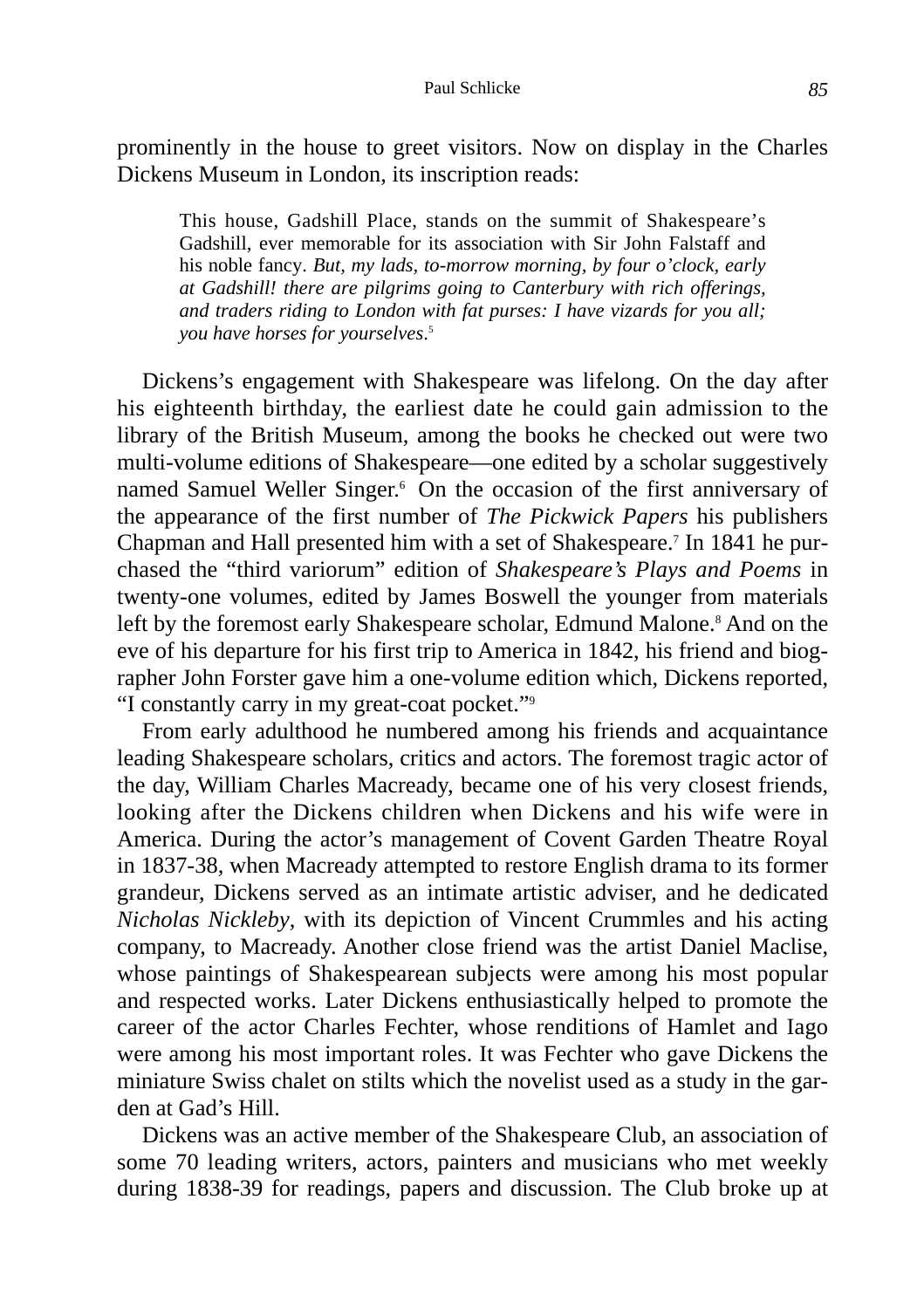prominently in the house to greet visitors. Now on display in the Charles Dickens Museum in London, its inscription reads:

> This house, Gadshill Place, stands on the summit of Shakespeare's Gadshill, ever memorable for its association with Sir John Falstaff and his noble fancy. *But, my lads, to-morrow morning, by four o'clock, early at Gadshill! there are pilgrims going to Canterbury with rich offerings, and traders riding to London with fat purses: I have vizards for you all; you have horses for yourselves*.[5]

Dickens's engagement with Shakespeare was lifelong. On the day after his eighteenth birthday, the earliest date he could gain admission to the library of the British Museum, among the books he checked out were two multi-volume editions of Shakespeare—one edited by a scholar suggestively named Samuel Weller Singer.[6] On the occasion of the first anniversary of the appearance of the first number of *The Pickwick Papers* his publishers Chapman and Hall presented him with a set of Shakespeare.[7] In 1841 he purchased the "third variorum" edition of *Shakespeare's Plays and Poems* in twenty-one volumes, edited by James Boswell the younger from materials left by the foremost early Shakespeare scholar, Edmund Malone.[8] And on the eve of his departure for his first trip to America in 1842, his friend and biographer John Forster gave him a one-volume edition which, Dickens reported, "I constantly carry in my great-coat pocket."[9]

From early adulthood he numbered among his friends and acquaintance leading Shakespeare scholars, critics and actors. The foremost tragic actor of the day, William Charles Macready, became one of his very closest friends, looking after the Dickens children when Dickens and his wife were in America. During the actor's management of Covent Garden Theatre Royal in 1837-38, when Macready attempted to restore English drama to its former grandeur, Dickens served as an intimate artistic adviser, and he dedicated *Nicholas Nickleby*, with its depiction of Vincent Crummles and his acting company, to Macready. Another close friend was the artist Daniel Maclise, whose paintings of Shakespearean subjects were among his most popular and respected works. Later Dickens enthusiastically helped to promote the career of the actor Charles Fechter, whose renditions of Hamlet and Iago were among his most important roles. It was Fechter who gave Dickens the miniature Swiss chalet on stilts which the novelist used as a study in the garden at Gad's Hill.

Dickens was an active member of the Shakespeare Club, an association of some 70 leading writers, actors, painters and musicians who met weekly during 1838-39 for readings, papers and discussion. The Club broke up at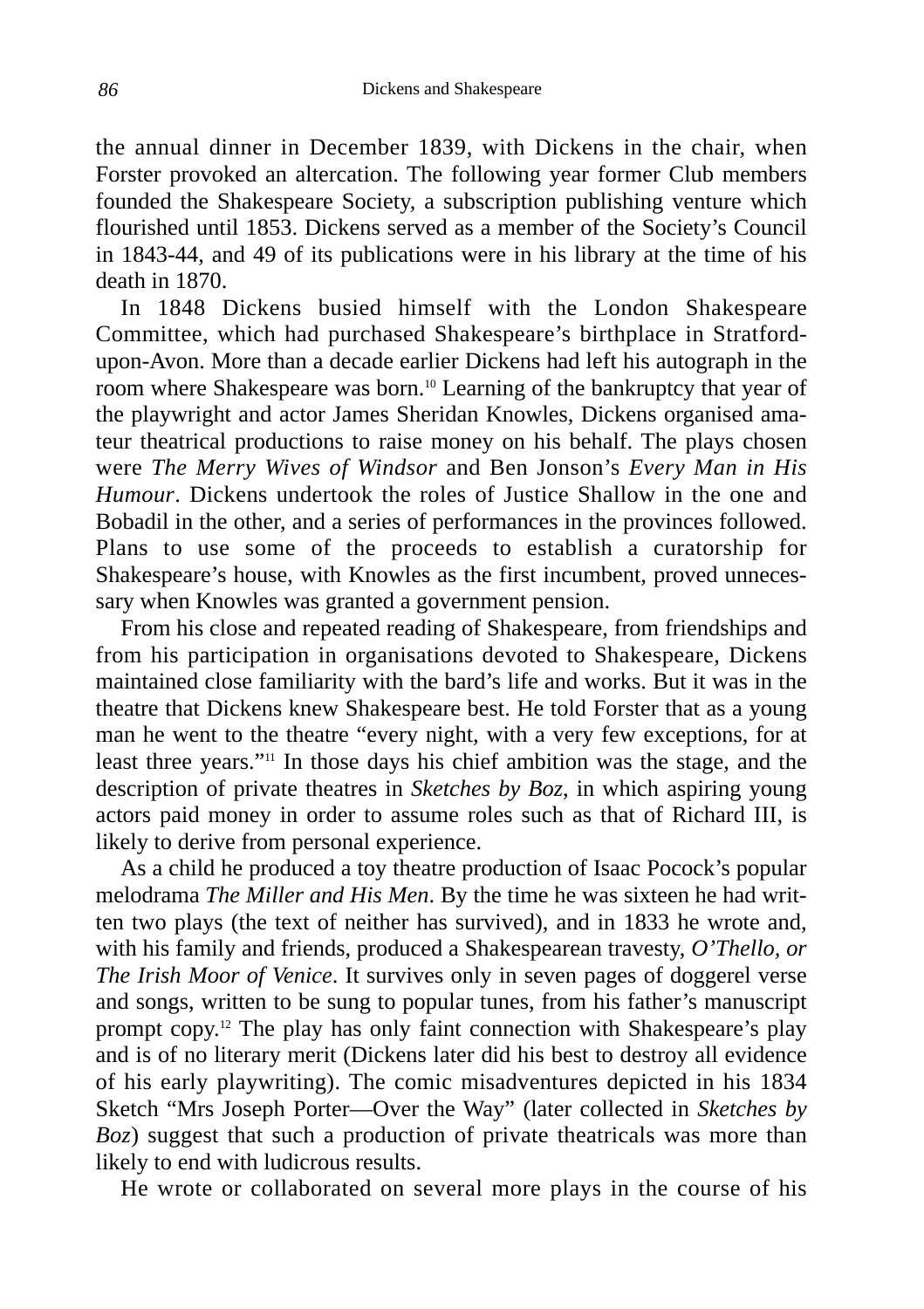the annual dinner in December 1839, with Dickens in the chair, when Forster provoked an altercation. The following year former Club members founded the Shakespeare Society, a subscription publishing venture which flourished until 1853. Dickens served as a member of the Society's Council in 1843-44, and 49 of its publications were in his library at the time of his death in 1870.

In 1848 Dickens busied himself with the London Shakespeare Committee, which had purchased Shakespeare's birthplace in Stratford-upon-Avon. More than a decade earlier Dickens had left his autograph in the room where Shakespeare was born.[10] Learning of the bankruptcy that year of the playwright and actor James Sheridan Knowles, Dickens organised amateur theatrical productions to raise money on his behalf. The plays chosen were *The Merry Wives of Windsor* and Ben Jonson's *Every Man in His Humour*. Dickens undertook the roles of Justice Shallow in the one and Bobadil in the other, and a series of performances in the provinces followed. Plans to use some of the proceeds to establish a curatorship for Shakespeare's house, with Knowles as the first incumbent, proved unnecessary when Knowles was granted a government pension.

From his close and repeated reading of Shakespeare, from friendships and from his participation in organisations devoted to Shakespeare, Dickens maintained close familiarity with the bard's life and works. But it was in the theatre that Dickens knew Shakespeare best. He told Forster that as a young man he went to the theatre "every night, with a very few exceptions, for at least three years."[11] In those days his chief ambition was the stage, and the description of private theatres in *Sketches by Boz*, in which aspiring young actors paid money in order to assume roles such as that of Richard III, is likely to derive from personal experience.

As a child he produced a toy theatre production of Isaac Pocock's popular melodrama *The Miller and His Men*. By the time he was sixteen he had written two plays (the text of neither has survived), and in 1833 he wrote and, with his family and friends, produced a Shakespearean travesty, *O'Thello, or The Irish Moor of Venice*. It survives only in seven pages of doggerel verse and songs, written to be sung to popular tunes, from his father's manuscript prompt copy.[12] The play has only faint connection with Shakespeare's play and is of no literary merit (Dickens later did his best to destroy all evidence of his early playwriting). The comic misadventures depicted in his 1834 Sketch "Mrs Joseph Porter—Over the Way" (later collected in *Sketches by Boz*) suggest that such a production of private theatricals was more than likely to end with ludicrous results.

He wrote or collaborated on several more plays in the course of his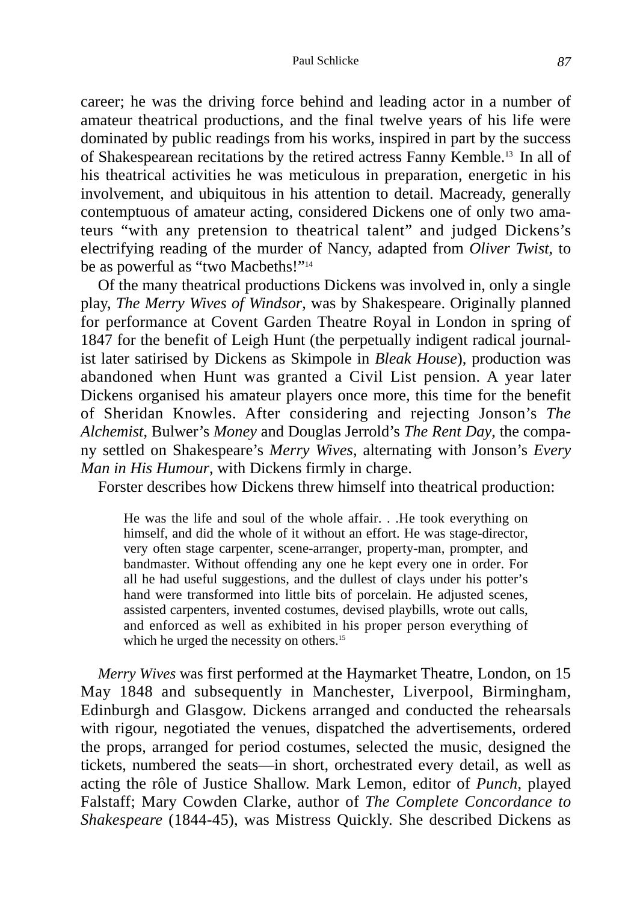career; he was the driving force behind and leading actor in a number of amateur theatrical productions, and the final twelve years of his life were dominated by public readings from his works, inspired in part by the success of Shakespearean recitations by the retired actress Fanny Kemble.[13] In all of his theatrical activities he was meticulous in preparation, energetic in his involvement, and ubiquitous in his attention to detail. Macready, generally contemptuous of amateur acting, considered Dickens one of only two amateurs "with any pretension to theatrical talent" and judged Dickens's electrifying reading of the murder of Nancy, adapted from *Oliver Twist*, to be as powerful as "two Macbeths!"[14]

Of the many theatrical productions Dickens was involved in, only a single play, *The Merry Wives of Windsor*, was by Shakespeare. Originally planned for performance at Covent Garden Theatre Royal in London in spring of 1847 for the benefit of Leigh Hunt (the perpetually indigent radical journalist later satirised by Dickens as Skimpole in *Bleak House*), production was abandoned when Hunt was granted a Civil List pension. A year later Dickens organised his amateur players once more, this time for the benefit of Sheridan Knowles. After considering and rejecting Jonson's *The Alchemist*, Bulwer's *Money* and Douglas Jerrold's *The Rent Day*, the company settled on Shakespeare's *Merry Wives*, alternating with Jonson's *Every Man in His Humour*, with Dickens firmly in charge.

Forster describes how Dickens threw himself into theatrical production:

> He was the life and soul of the whole affair. . .He took everything on himself, and did the whole of it without an effort. He was stage-director, very often stage carpenter, scene-arranger, property-man, prompter, and bandmaster. Without offending any one he kept every one in order. For all he had useful suggestions, and the dullest of clays under his potter's hand were transformed into little bits of porcelain. He adjusted scenes, assisted carpenters, invented costumes, devised playbills, wrote out calls, and enforced as well as exhibited in his proper person everything of which he urged the necessity on others.[15]

*Merry Wives* was first performed at the Haymarket Theatre, London, on 15 May 1848 and subsequently in Manchester, Liverpool, Birmingham, Edinburgh and Glasgow. Dickens arranged and conducted the rehearsals with rigour, negotiated the venues, dispatched the advertisements, ordered the props, arranged for period costumes, selected the music, designed the tickets, numbered the seats—in short, orchestrated every detail, as well as acting the rôle of Justice Shallow. Mark Lemon, editor of *Punch*, played Falstaff; Mary Cowden Clarke, author of *The Complete Concordance to Shakespeare* (1844-45), was Mistress Quickly. She described Dickens as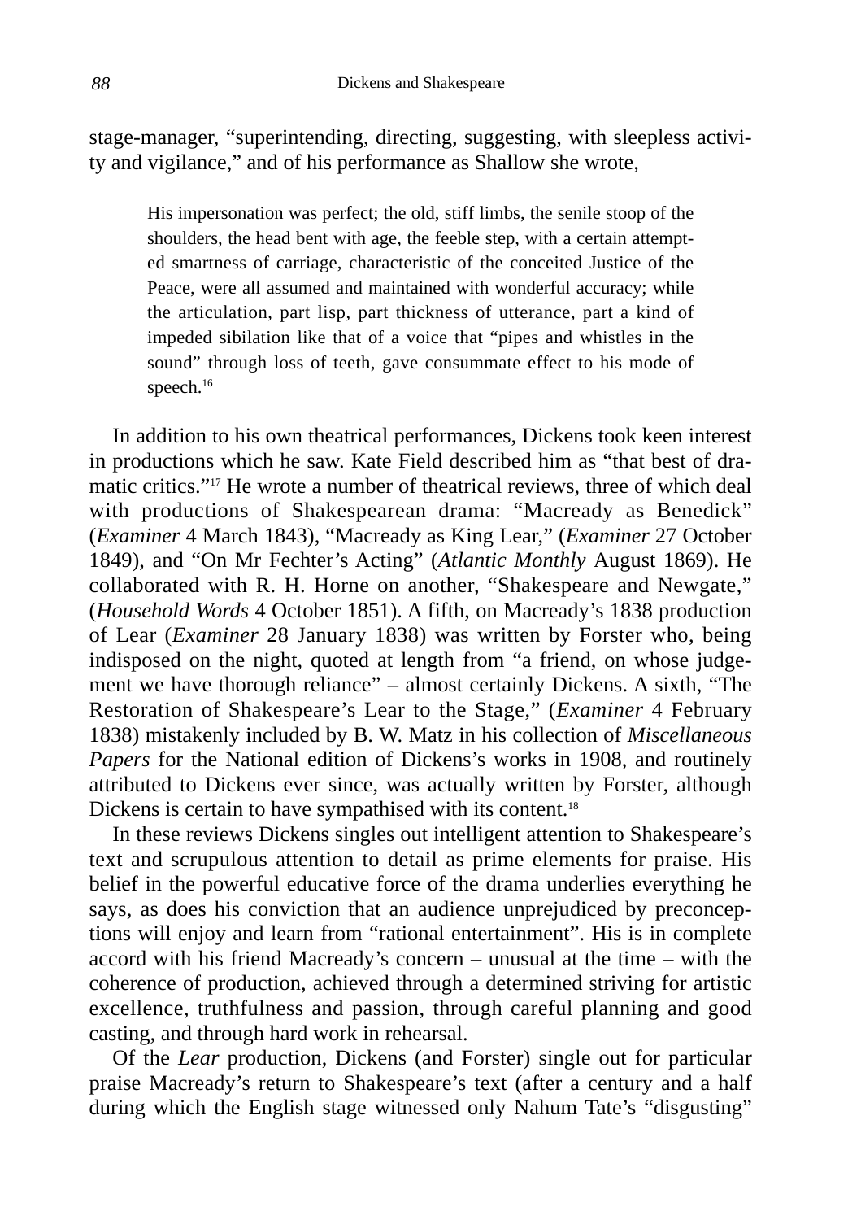stage-manager, "superintending, directing, suggesting, with sleepless activity and vigilance," and of his performance as Shallow she wrote,

> His impersonation was perfect; the old, stiff limbs, the senile stoop of the shoulders, the head bent with age, the feeble step, with a certain attempted smartness of carriage, characteristic of the conceited Justice of the Peace, were all assumed and maintained with wonderful accuracy; while the articulation, part lisp, part thickness of utterance, part a kind of impeded sibilation like that of a voice that "pipes and whistles in the sound" through loss of teeth, gave consummate effect to his mode of speech.[16]

In addition to his own theatrical performances, Dickens took keen interest in productions which he saw. Kate Field described him as "that best of dramatic critics."[17] He wrote a number of theatrical reviews, three of which deal with productions of Shakespearean drama: "Macready as Benedick" (*Examiner* 4 March 1843), "Macready as King Lear," (*Examiner* 27 October 1849), and "On Mr Fechter's Acting" (*Atlantic Monthly* August 1869). He collaborated with R. H. Horne on another, "Shakespeare and Newgate," (*Household Words* 4 October 1851). A fifth, on Macready's 1838 production of Lear (*Examiner* 28 January 1838) was written by Forster who, being indisposed on the night, quoted at length from "a friend, on whose judgement we have thorough reliance" – almost certainly Dickens. A sixth, "The Restoration of Shakespeare's Lear to the Stage," (*Examiner* 4 February 1838) mistakenly included by B. W. Matz in his collection of *Miscellaneous Papers* for the National edition of Dickens's works in 1908, and routinely attributed to Dickens ever since, was actually written by Forster, although Dickens is certain to have sympathised with its content.[18]

In these reviews Dickens singles out intelligent attention to Shakespeare's text and scrupulous attention to detail as prime elements for praise. His belief in the powerful educative force of the drama underlies everything he says, as does his conviction that an audience unprejudiced by preconceptions will enjoy and learn from "rational entertainment". His is in complete accord with his friend Macready's concern – unusual at the time – with the coherence of production, achieved through a determined striving for artistic excellence, truthfulness and passion, through careful planning and good casting, and through hard work in rehearsal.

Of the *Lear* production, Dickens (and Forster) single out for particular praise Macready's return to Shakespeare's text (after a century and a half during which the English stage witnessed only Nahum Tate's "disgusting"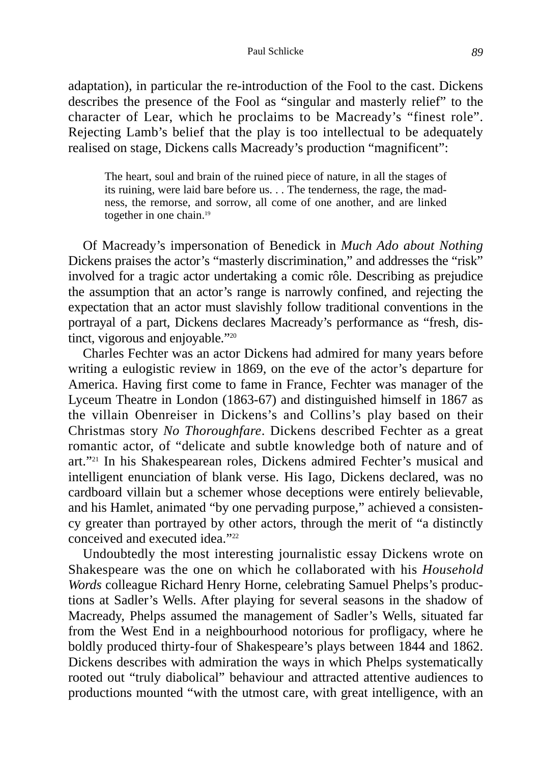adaptation), in particular the re-introduction of the Fool to the cast. Dickens describes the presence of the Fool as "singular and masterly relief" to the character of Lear, which he proclaims to be Macready's "finest role". Rejecting Lamb's belief that the play is too intellectual to be adequately realised on stage, Dickens calls Macready's production "magnificent":

> The heart, soul and brain of the ruined piece of nature, in all the stages of its ruining, were laid bare before us. . . The tenderness, the rage, the madness, the remorse, and sorrow, all come of one another, and are linked together in one chain.[19]

Of Macready's impersonation of Benedick in *Much Ado about Nothing* Dickens praises the actor's "masterly discrimination," and addresses the "risk" involved for a tragic actor undertaking a comic rôle. Describing as prejudice the assumption that an actor's range is narrowly confined, and rejecting the expectation that an actor must slavishly follow traditional conventions in the portrayal of a part, Dickens declares Macready's performance as "fresh, distinct, vigorous and enjoyable."[20]

Charles Fechter was an actor Dickens had admired for many years before writing a eulogistic review in 1869, on the eve of the actor's departure for America. Having first come to fame in France, Fechter was manager of the Lyceum Theatre in London (1863-67) and distinguished himself in 1867 as the villain Obenreiser in Dickens's and Collins's play based on their Christmas story *No Thoroughfare*. Dickens described Fechter as a great romantic actor, of "delicate and subtle knowledge both of nature and of art."[21] In his Shakespearean roles, Dickens admired Fechter's musical and intelligent enunciation of blank verse. His Iago, Dickens declared, was no cardboard villain but a schemer whose deceptions were entirely believable, and his Hamlet, animated "by one pervading purpose," achieved a consistency greater than portrayed by other actors, through the merit of "a distinctly conceived and executed idea."[22]

Undoubtedly the most interesting journalistic essay Dickens wrote on Shakespeare was the one on which he collaborated with his *Household Words* colleague Richard Henry Horne, celebrating Samuel Phelps's productions at Sadler's Wells. After playing for several seasons in the shadow of Macready, Phelps assumed the management of Sadler's Wells, situated far from the West End in a neighbourhood notorious for profligacy, where he boldly produced thirty-four of Shakespeare's plays between 1844 and 1862. Dickens describes with admiration the ways in which Phelps systematically rooted out "truly diabolical" behaviour and attracted attentive audiences to productions mounted "with the utmost care, with great intelligence, with an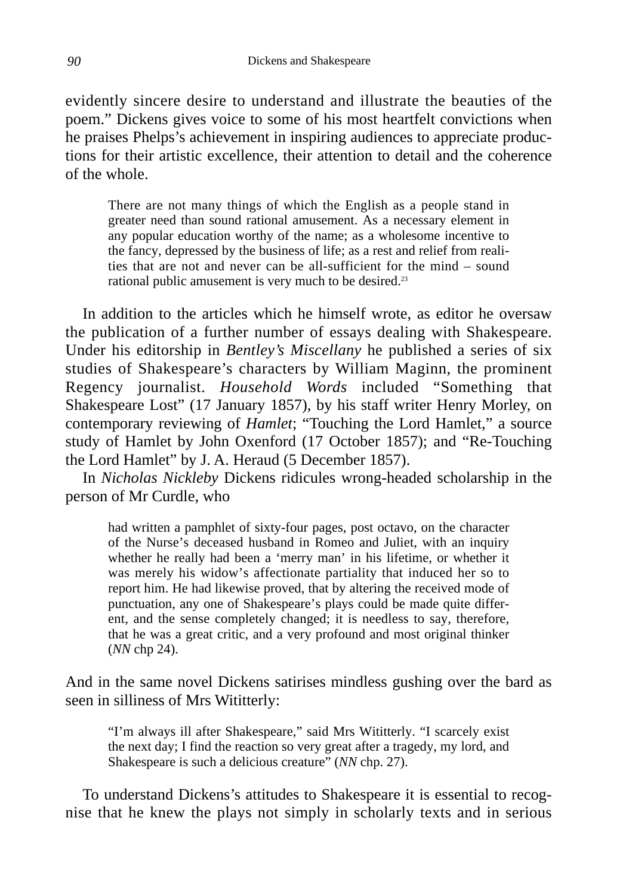evidently sincere desire to understand and illustrate the beauties of the poem." Dickens gives voice to some of his most heartfelt convictions when he praises Phelps's achievement in inspiring audiences to appreciate productions for their artistic excellence, their attention to detail and the coherence of the whole.

> There are not many things of which the English as a people stand in greater need than sound rational amusement. As a necessary element in any popular education worthy of the name; as a wholesome incentive to the fancy, depressed by the business of life; as a rest and relief from realities that are not and never can be all-sufficient for the mind – sound rational public amusement is very much to be desired.[23]

In addition to the articles which he himself wrote, as editor he oversaw the publication of a further number of essays dealing with Shakespeare. Under his editorship in *Bentley's Miscellany* he published a series of six studies of Shakespeare's characters by William Maginn, the prominent Regency journalist. *Household Words* included "Something that Shakespeare Lost" (17 January 1857), by his staff writer Henry Morley, on contemporary reviewing of *Hamlet*; "Touching the Lord Hamlet," a source study of Hamlet by John Oxenford (17 October 1857); and "Re-Touching the Lord Hamlet" by J. A. Heraud (5 December 1857).

In *Nicholas Nickleby* Dickens ridicules wrong-headed scholarship in the person of Mr Curdle, who

> had written a pamphlet of sixty-four pages, post octavo, on the character of the Nurse's deceased husband in Romeo and Juliet, with an inquiry whether he really had been a 'merry man' in his lifetime, or whether it was merely his widow's affectionate partiality that induced her so to report him. He had likewise proved, that by altering the received mode of punctuation, any one of Shakespeare's plays could be made quite different, and the sense completely changed; it is needless to say, therefore, that he was a great critic, and a very profound and most original thinker (*NN* chp 24).

And in the same novel Dickens satirises mindless gushing over the bard as seen in silliness of Mrs Wititterly:

> "I'm always ill after Shakespeare," said Mrs Wititterly. "I scarcely exist the next day; I find the reaction so very great after a tragedy, my lord, and Shakespeare is such a delicious creature" (*NN* chp. 27).

To understand Dickens's attitudes to Shakespeare it is essential to recognise that he knew the plays not simply in scholarly texts and in serious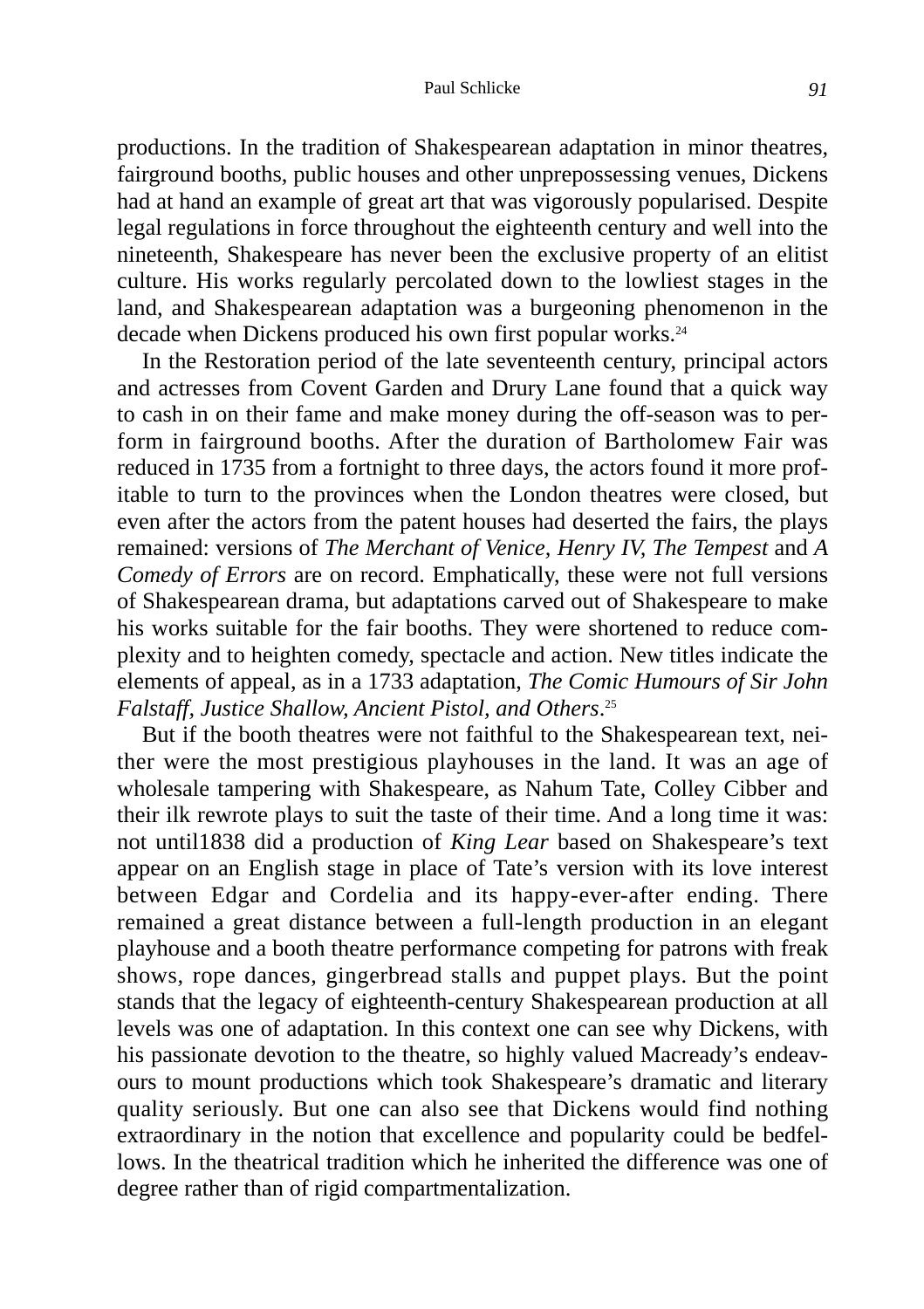productions. In the tradition of Shakespearean adaptation in minor theatres, fairground booths, public houses and other unprepossessing venues, Dickens had at hand an example of great art that was vigorously popularised. Despite legal regulations in force throughout the eighteenth century and well into the nineteenth, Shakespeare has never been the exclusive property of an elitist culture. His works regularly percolated down to the lowliest stages in the land, and Shakespearean adaptation was a burgeoning phenomenon in the decade when Dickens produced his own first popular works.[24]

In the Restoration period of the late seventeenth century, principal actors and actresses from Covent Garden and Drury Lane found that a quick way to cash in on their fame and make money during the off-season was to perform in fairground booths. After the duration of Bartholomew Fair was reduced in 1735 from a fortnight to three days, the actors found it more profitable to turn to the provinces when the London theatres were closed, but even after the actors from the patent houses had deserted the fairs, the plays remained: versions of *The Merchant of Venice, Henry IV, The Tempest* and *A Comedy of Errors* are on record. Emphatically, these were not full versions of Shakespearean drama, but adaptations carved out of Shakespeare to make his works suitable for the fair booths. They were shortened to reduce complexity and to heighten comedy, spectacle and action. New titles indicate the elements of appeal, as in a 1733 adaptation, *The Comic Humours of Sir John Falstaff, Justice Shallow, Ancient Pistol, and Others*.[25]

But if the booth theatres were not faithful to the Shakespearean text, neither were the most prestigious playhouses in the land. It was an age of wholesale tampering with Shakespeare, as Nahum Tate, Colley Cibber and their ilk rewrote plays to suit the taste of their time. And a long time it was: not until1838 did a production of *King Lear* based on Shakespeare's text appear on an English stage in place of Tate's version with its love interest between Edgar and Cordelia and its happy-ever-after ending. There remained a great distance between a full-length production in an elegant playhouse and a booth theatre performance competing for patrons with freak shows, rope dances, gingerbread stalls and puppet plays. But the point stands that the legacy of eighteenth-century Shakespearean production at all levels was one of adaptation. In this context one can see why Dickens, with his passionate devotion to the theatre, so highly valued Macready's endeavours to mount productions which took Shakespeare's dramatic and literary quality seriously. But one can also see that Dickens would find nothing extraordinary in the notion that excellence and popularity could be bedfellows. In the theatrical tradition which he inherited the difference was one of degree rather than of rigid compartmentalization.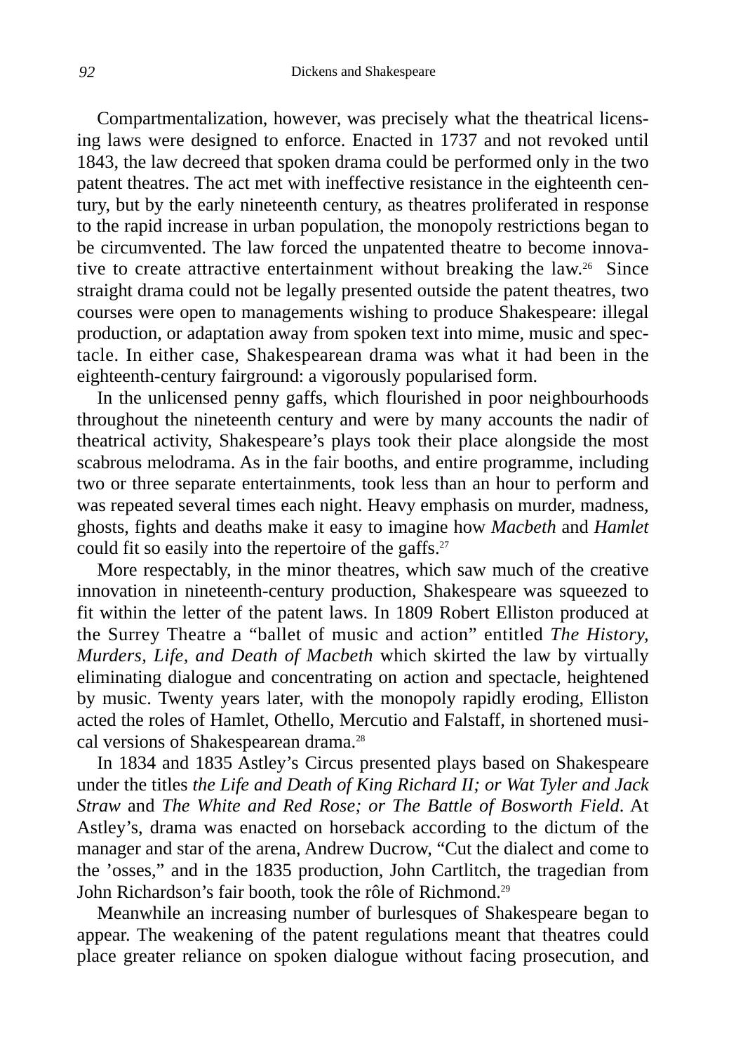Compartmentalization, however, was precisely what the theatrical licensing laws were designed to enforce. Enacted in 1737 and not revoked until 1843, the law decreed that spoken drama could be performed only in the two patent theatres. The act met with ineffective resistance in the eighteenth century, but by the early nineteenth century, as theatres proliferated in response to the rapid increase in urban population, the monopoly restrictions began to be circumvented. The law forced the unpatented theatre to become innovative to create attractive entertainment without breaking the law.[26] Since straight drama could not be legally presented outside the patent theatres, two courses were open to managements wishing to produce Shakespeare: illegal production, or adaptation away from spoken text into mime, music and spectacle. In either case, Shakespearean drama was what it had been in the eighteenth-century fairground: a vigorously popularised form.

In the unlicensed penny gaffs, which flourished in poor neighbourhoods throughout the nineteenth century and were by many accounts the nadir of theatrical activity, Shakespeare's plays took their place alongside the most scabrous melodrama. As in the fair booths, and entire programme, including two or three separate entertainments, took less than an hour to perform and was repeated several times each night. Heavy emphasis on murder, madness, ghosts, fights and deaths make it easy to imagine how *Macbeth* and *Hamlet* could fit so easily into the repertoire of the gaffs.[27]

More respectably, in the minor theatres, which saw much of the creative innovation in nineteenth-century production, Shakespeare was squeezed to fit within the letter of the patent laws. In 1809 Robert Elliston produced at the Surrey Theatre a "ballet of music and action" entitled *The History, Murders, Life, and Death of Macbeth* which skirted the law by virtually eliminating dialogue and concentrating on action and spectacle, heightened by music. Twenty years later, with the monopoly rapidly eroding, Elliston acted the roles of Hamlet, Othello, Mercutio and Falstaff, in shortened musical versions of Shakespearean drama.[28]

In 1834 and 1835 Astley's Circus presented plays based on Shakespeare under the titles *the Life and Death of King Richard II; or Wat Tyler and Jack Straw* and *The White and Red Rose; or The Battle of Bosworth Field*. At Astley's, drama was enacted on horseback according to the dictum of the manager and star of the arena, Andrew Ducrow, "Cut the dialect and come to the 'osses," and in the 1835 production, John Cartlitch, the tragedian from John Richardson's fair booth, took the rôle of Richmond.[29]

Meanwhile an increasing number of burlesques of Shakespeare began to appear. The weakening of the patent regulations meant that theatres could place greater reliance on spoken dialogue without facing prosecution, and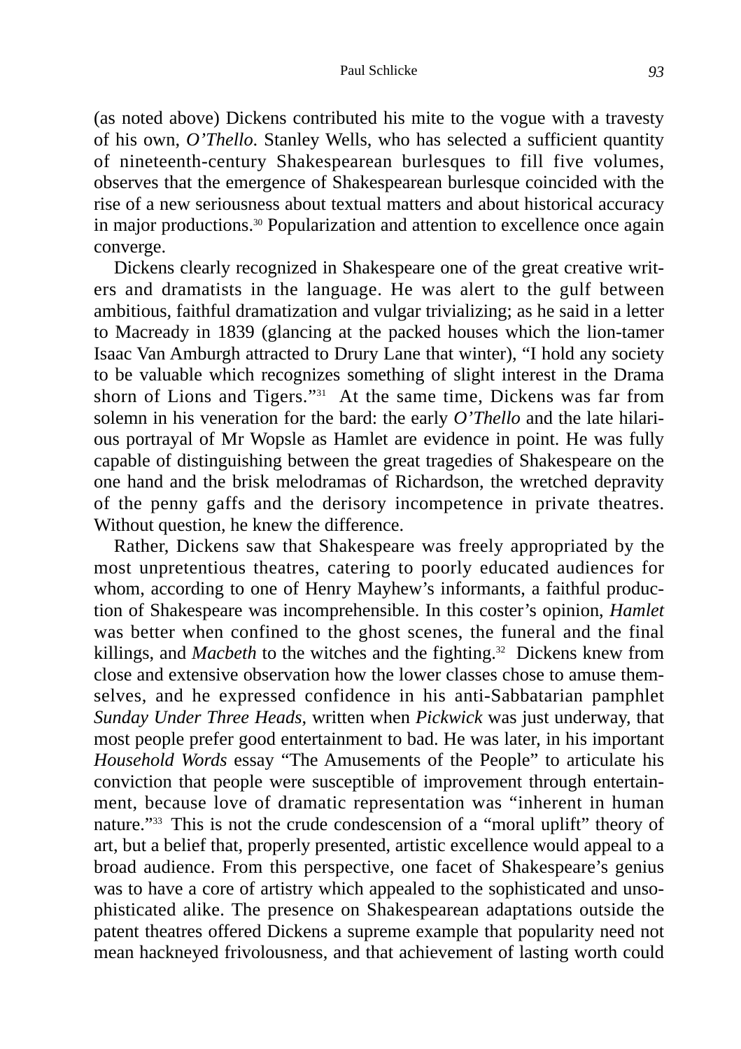(as noted above) Dickens contributed his mite to the vogue with a travesty of his own, *O'Thello*. Stanley Wells, who has selected a sufficient quantity of nineteenth-century Shakespearean burlesques to fill five volumes, observes that the emergence of Shakespearean burlesque coincided with the rise of a new seriousness about textual matters and about historical accuracy in major productions.[30] Popularization and attention to excellence once again converge.

Dickens clearly recognized in Shakespeare one of the great creative writers and dramatists in the language. He was alert to the gulf between ambitious, faithful dramatization and vulgar trivializing; as he said in a letter to Macready in 1839 (glancing at the packed houses which the lion-tamer Isaac Van Amburgh attracted to Drury Lane that winter), "I hold any society to be valuable which recognizes something of slight interest in the Drama shorn of Lions and Tigers."[31] At the same time, Dickens was far from solemn in his veneration for the bard: the early *O'Thello* and the late hilarious portrayal of Mr Wopsle as Hamlet are evidence in point. He was fully capable of distinguishing between the great tragedies of Shakespeare on the one hand and the brisk melodramas of Richardson, the wretched depravity of the penny gaffs and the derisory incompetence in private theatres. Without question, he knew the difference.

Rather, Dickens saw that Shakespeare was freely appropriated by the most unpretentious theatres, catering to poorly educated audiences for whom, according to one of Henry Mayhew's informants, a faithful production of Shakespeare was incomprehensible. In this coster's opinion, *Hamlet* was better when confined to the ghost scenes, the funeral and the final killings, and *Macbeth* to the witches and the fighting.[32] Dickens knew from close and extensive observation how the lower classes chose to amuse themselves, and he expressed confidence in his anti-Sabbatarian pamphlet *Sunday Under Three Heads*, written when *Pickwick* was just underway, that most people prefer good entertainment to bad. He was later, in his important *Household Words* essay "The Amusements of the People" to articulate his conviction that people were susceptible of improvement through entertainment, because love of dramatic representation was "inherent in human nature."[33] This is not the crude condescension of a "moral uplift" theory of art, but a belief that, properly presented, artistic excellence would appeal to a broad audience. From this perspective, one facet of Shakespeare's genius was to have a core of artistry which appealed to the sophisticated and unsophisticated alike. The presence on Shakespearean adaptations outside the patent theatres offered Dickens a supreme example that popularity need not mean hackneyed frivolousness, and that achievement of lasting worth could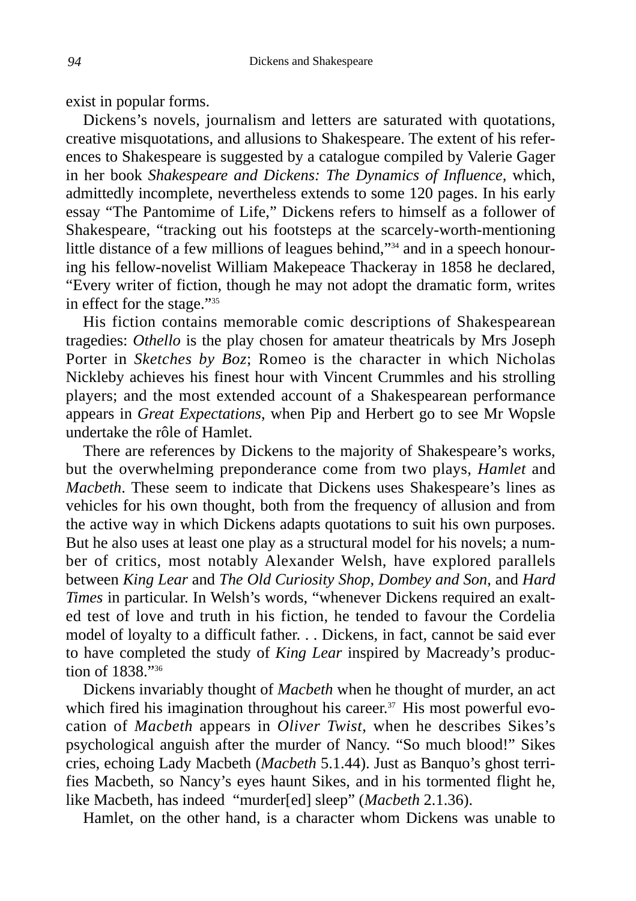exist in popular forms.

Dickens's novels, journalism and letters are saturated with quotations, creative misquotations, and allusions to Shakespeare. The extent of his references to Shakespeare is suggested by a catalogue compiled by Valerie Gager in her book *Shakespeare and Dickens: The Dynamics of Influence,* which, admittedly incomplete, nevertheless extends to some 120 pages. In his early essay "The Pantomime of Life," Dickens refers to himself as a follower of Shakespeare, "tracking out his footsteps at the scarcely-worth-mentioning little distance of a few millions of leagues behind,"[34] and in a speech honouring his fellow-novelist William Makepeace Thackeray in 1858 he declared, "Every writer of fiction, though he may not adopt the dramatic form, writes in effect for the stage."[35]

His fiction contains memorable comic descriptions of Shakespearean tragedies: *Othello* is the play chosen for amateur theatricals by Mrs Joseph Porter in *Sketches by Boz*; Romeo is the character in which Nicholas Nickleby achieves his finest hour with Vincent Crummles and his strolling players; and the most extended account of a Shakespearean performance appears in *Great Expectations*, when Pip and Herbert go to see Mr Wopsle undertake the rôle of Hamlet.

There are references by Dickens to the majority of Shakespeare's works, but the overwhelming preponderance come from two plays, *Hamlet* and *Macbeth*. These seem to indicate that Dickens uses Shakespeare's lines as vehicles for his own thought, both from the frequency of allusion and from the active way in which Dickens adapts quotations to suit his own purposes. But he also uses at least one play as a structural model for his novels; a number of critics, most notably Alexander Welsh, have explored parallels between *King Lear* and *The Old Curiosity Shop*, *Dombey and Son*, and *Hard Times* in particular. In Welsh's words, "whenever Dickens required an exalted test of love and truth in his fiction, he tended to favour the Cordelia model of loyalty to a difficult father. . . Dickens, in fact, cannot be said ever to have completed the study of *King Lear* inspired by Macready's production of 1838."[36]

Dickens invariably thought of *Macbeth* when he thought of murder, an act which fired his imagination throughout his career.[37] His most powerful evocation of *Macbeth* appears in *Oliver Twist*, when he describes Sikes's psychological anguish after the murder of Nancy. "So much blood!" Sikes cries, echoing Lady Macbeth (*Macbeth* 5.1.44). Just as Banquo's ghost terrifies Macbeth, so Nancy's eyes haunt Sikes, and in his tormented flight he, like Macbeth, has indeed "murder[ed] sleep" (*Macbeth* 2.1.36).

Hamlet, on the other hand, is a character whom Dickens was unable to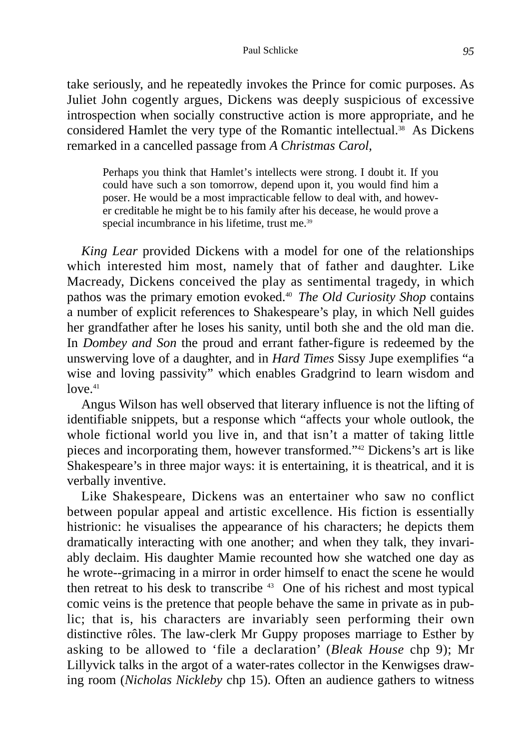take seriously, and he repeatedly invokes the Prince for comic purposes. As Juliet John cogently argues, Dickens was deeply suspicious of excessive introspection when socially constructive action is more appropriate, and he considered Hamlet the very type of the Romantic intellectual.[38] As Dickens remarked in a cancelled passage from *A Christmas Carol*,

> Perhaps you think that Hamlet's intellects were strong. I doubt it. If you could have such a son tomorrow, depend upon it, you would find him a poser. He would be a most impracticable fellow to deal with, and however creditable he might be to his family after his decease, he would prove a special incumbrance in his lifetime, trust me.[39]

*King Lear* provided Dickens with a model for one of the relationships which interested him most, namely that of father and daughter. Like Macready, Dickens conceived the play as sentimental tragedy, in which pathos was the primary emotion evoked.[40] *The Old Curiosity Shop* contains a number of explicit references to Shakespeare's play, in which Nell guides her grandfather after he loses his sanity, until both she and the old man die. In *Dombey and Son* the proud and errant father-figure is redeemed by the unswerving love of a daughter, and in *Hard Times* Sissy Jupe exemplifies "a wise and loving passivity" which enables Gradgrind to learn wisdom and love.[41]

Angus Wilson has well observed that literary influence is not the lifting of identifiable snippets, but a response which "affects your whole outlook, the whole fictional world you live in, and that isn't a matter of taking little pieces and incorporating them, however transformed."[42] Dickens's art is like Shakespeare's in three major ways: it is entertaining, it is theatrical, and it is verbally inventive.

Like Shakespeare, Dickens was an entertainer who saw no conflict between popular appeal and artistic excellence. His fiction is essentially histrionic: he visualises the appearance of his characters; he depicts them dramatically interacting with one another; and when they talk, they invariably declaim. His daughter Mamie recounted how she watched one day as he wrote--grimacing in a mirror in order himself to enact the scene he would then retreat to his desk to transcribe [43] One of his richest and most typical comic veins is the pretence that people behave the same in private as in public; that is, his characters are invariably seen performing their own distinctive rôles. The law-clerk Mr Guppy proposes marriage to Esther by asking to be allowed to 'file a declaration' (*Bleak House* chp 9); Mr Lillyvick talks in the argot of a water-rates collector in the Kenwigses drawing room (*Nicholas Nickleby* chp 15). Often an audience gathers to witness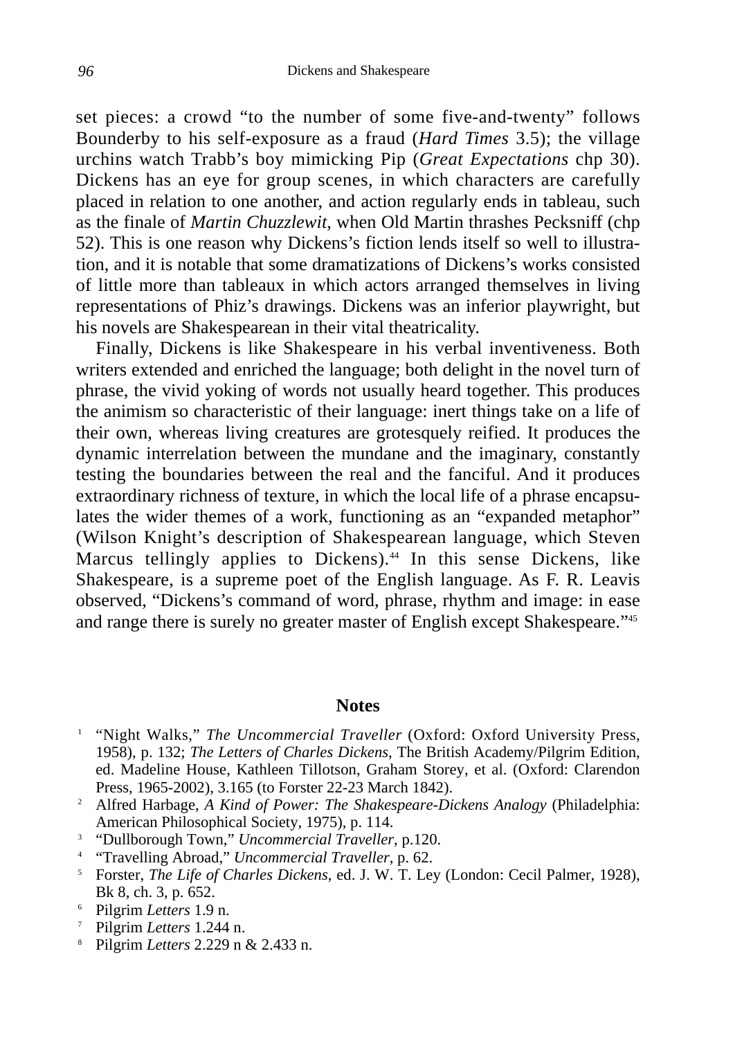set pieces: a crowd "to the number of some five-and-twenty" follows Bounderby to his self-exposure as a fraud (*Hard Times* 3.5); the village urchins watch Trabb's boy mimicking Pip (*Great Expectations* chp 30). Dickens has an eye for group scenes, in which characters are carefully placed in relation to one another, and action regularly ends in tableau, such as the finale of *Martin Chuzzlewit,* when Old Martin thrashes Pecksniff (chp 52). This is one reason why Dickens's fiction lends itself so well to illustration, and it is notable that some dramatizations of Dickens's works consisted of little more than tableaux in which actors arranged themselves in living representations of Phiz's drawings. Dickens was an inferior playwright, but his novels are Shakespearean in their vital theatricality.

Finally, Dickens is like Shakespeare in his verbal inventiveness. Both writers extended and enriched the language; both delight in the novel turn of phrase, the vivid yoking of words not usually heard together. This produces the animism so characteristic of their language: inert things take on a life of their own, whereas living creatures are grotesquely reified. It produces the dynamic interrelation between the mundane and the imaginary, constantly testing the boundaries between the real and the fanciful. And it produces extraordinary richness of texture, in which the local life of a phrase encapsulates the wider themes of a work, functioning as an "expanded metaphor" (Wilson Knight's description of Shakespearean language, which Steven Marcus tellingly applies to Dickens).[44] In this sense Dickens, like Shakespeare, is a supreme poet of the English language. As F. R. Leavis observed, "Dickens's command of word, phrase, rhythm and image: in ease and range there is surely no greater master of English except Shakespeare."[45]

## Notes

1. "Night Walks," *The Uncommercial Traveller* (Oxford: Oxford University Press, 1958), p. 132; *The Letters of Charles Dickens*, The British Academy/Pilgrim Edition, ed. Madeline House, Kathleen Tillotson, Graham Storey, et al. (Oxford: Clarendon Press, 1965-2002), 3.165 (to Forster 22-23 March 1842).
2. Alfred Harbage, *A Kind of Power: The Shakespeare-Dickens Analogy* (Philadelphia: American Philosophical Society, 1975), p. 114.
3. "Dullborough Town," *Uncommercial Traveller*, p.120.
4. "Travelling Abroad," *Uncommercial Traveller*, p. 62.
5. Forster, *The Life of Charles Dickens*, ed. J. W. T. Ley (London: Cecil Palmer, 1928), Bk 8, ch. 3, p. 652.
6. Pilgrim *Letters* 1.9 n.
7. Pilgrim *Letters* 1.244 n.
8. Pilgrim *Letters* 2.229 n & 2.433 n.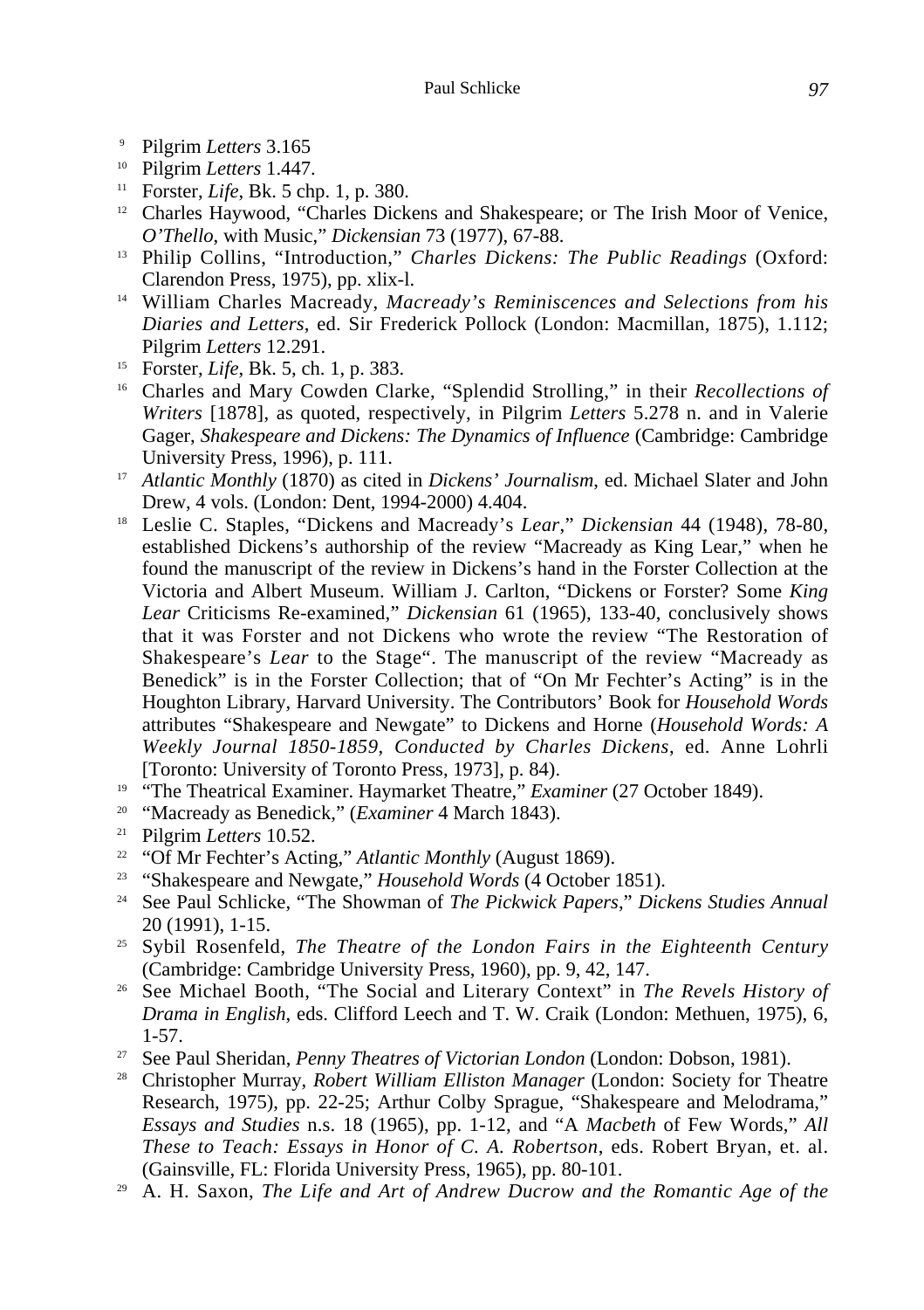9 Pilgrim *Letters* 3.165

10 Pilgrim *Letters* 1.447.

11 Forster, *Life*, Bk. 5 chp. 1, p. 380.

12 Charles Haywood, "Charles Dickens and Shakespeare; or The Irish Moor of Venice, *O'Thello*, with Music," *Dickensian* 73 (1977), 67-88.

13 Philip Collins, "Introduction," *Charles Dickens: The Public Readings* (Oxford: Clarendon Press, 1975), pp. xlix-l.

14 William Charles Macready, *Macready's Reminiscences and Selections from his Diaries and Letters*, ed. Sir Frederick Pollock (London: Macmillan, 1875), 1.112; Pilgrim *Letters* 12.291.

15 Forster, *Life*, Bk. 5, ch. 1, p. 383.

16 Charles and Mary Cowden Clarke, "Splendid Strolling," in their *Recollections of Writers* [1878], as quoted, respectively, in Pilgrim *Letters* 5.278 n. and in Valerie Gager, *Shakespeare and Dickens: The Dynamics of Influence* (Cambridge: Cambridge University Press, 1996), p. 111.

17 *Atlantic Monthly* (1870) as cited in *Dickens' Journalism*, ed. Michael Slater and John Drew, 4 vols. (London: Dent, 1994-2000) 4.404.

18 Leslie C. Staples, "Dickens and Macready's *Lear*," *Dickensian* 44 (1948), 78-80, established Dickens's authorship of the review "Macready as King Lear," when he found the manuscript of the review in Dickens's hand in the Forster Collection at the Victoria and Albert Museum. William J. Carlton, "Dickens or Forster? Some *King Lear* Criticisms Re-examined," *Dickensian* 61 (1965), 133-40, conclusively shows that it was Forster and not Dickens who wrote the review "The Restoration of Shakespeare's *Lear* to the Stage". The manuscript of the review "Macready as Benedick" is in the Forster Collection; that of "On Mr Fechter's Acting" is in the Houghton Library, Harvard University. The Contributors' Book for *Household Words* attributes "Shakespeare and Newgate" to Dickens and Horne (*Household Words: A Weekly Journal 1850-1859, Conducted by Charles Dickens*, ed. Anne Lohrli [Toronto: University of Toronto Press, 1973], p. 84).

19 "The Theatrical Examiner. Haymarket Theatre," *Examiner* (27 October 1849).

20 "Macready as Benedick," (*Examiner* 4 March 1843).

21 Pilgrim *Letters* 10.52.

22 "Of Mr Fechter's Acting," *Atlantic Monthly* (August 1869).

23 "Shakespeare and Newgate," *Household Words* (4 October 1851).

24 See Paul Schlicke, "The Showman of *The Pickwick Papers*," *Dickens Studies Annual* 20 (1991), 1-15.

25 Sybil Rosenfeld, *The Theatre of the London Fairs in the Eighteenth Century* (Cambridge: Cambridge University Press, 1960), pp. 9, 42, 147.

26 See Michael Booth, "The Social and Literary Context" in *The Revels History of Drama in English*, eds. Clifford Leech and T. W. Craik (London: Methuen, 1975), 6, 1-57.

27 See Paul Sheridan, *Penny Theatres of Victorian London* (London: Dobson, 1981).

28 Christopher Murray, *Robert William Elliston Manager* (London: Society for Theatre Research, 1975), pp. 22-25; Arthur Colby Sprague, "Shakespeare and Melodrama," *Essays and Studies* n.s. 18 (1965), pp. 1-12, and "A *Macbeth* of Few Words," *All These to Teach: Essays in Honor of C. A. Robertson*, eds. Robert Bryan, et. al. (Gainsville, FL: Florida University Press, 1965), pp. 80-101.

29 A. H. Saxon, *The Life and Art of Andrew Ducrow and the Romantic Age of the*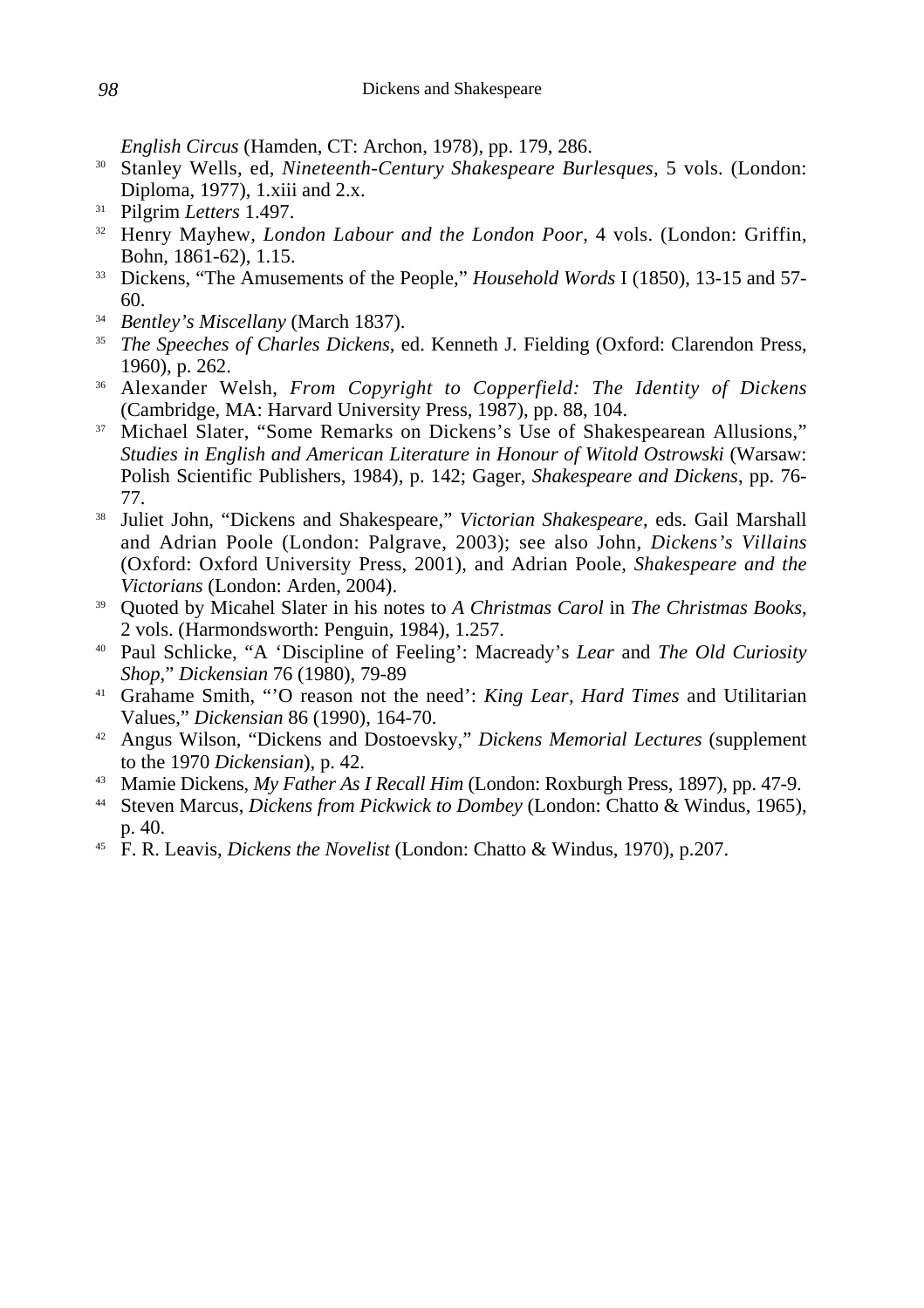*English Circus* (Hamden, CT: Archon, 1978), pp. 179, 286.

[30] Stanley Wells, ed, *Nineteenth-Century Shakespeare Burlesques*, 5 vols. (London: Diploma, 1977), 1.xiii and 2.x.

[31] Pilgrim *Letters* 1.497.

[32] Henry Mayhew, *London Labour and the London Poor*, 4 vols. (London: Griffin, Bohn, 1861-62), 1.15.

[33] Dickens, "The Amusements of the People," *Household Words* I (1850), 13-15 and 57-60.

[34] *Bentley's Miscellany* (March 1837).

[35] *The Speeches of Charles Dickens*, ed. Kenneth J. Fielding (Oxford: Clarendon Press, 1960), p. 262.

[36] Alexander Welsh, *From Copyright to Copperfield: The Identity of Dickens* (Cambridge, MA: Harvard University Press, 1987), pp. 88, 104.

[37] Michael Slater, "Some Remarks on Dickens's Use of Shakespearean Allusions," *Studies in English and American Literature in Honour of Witold Ostrowski* (Warsaw: Polish Scientific Publishers, 1984), p. 142; Gager, *Shakespeare and Dickens*, pp. 76-77.

[38] Juliet John, "Dickens and Shakespeare," *Victorian Shakespeare*, eds. Gail Marshall and Adrian Poole (London: Palgrave, 2003); see also John, *Dickens's Villains* (Oxford: Oxford University Press, 2001), and Adrian Poole, *Shakespeare and the Victorians* (London: Arden, 2004).

[39] Quoted by Micahel Slater in his notes to *A Christmas Carol* in *The Christmas Books*, 2 vols. (Harmondsworth: Penguin, 1984), 1.257.

[40] Paul Schlicke, "A 'Discipline of Feeling': Macready's *Lear* and *The Old Curiosity Shop*," *Dickensian* 76 (1980), 79-89

[41] Grahame Smith, "'O reason not the need': *King Lear*, *Hard Times* and Utilitarian Values," *Dickensian* 86 (1990), 164-70.

[42] Angus Wilson, "Dickens and Dostoevsky," *Dickens Memorial Lectures* (supplement to the 1970 *Dickensian*), p. 42.

[43] Mamie Dickens, *My Father As I Recall Him* (London: Roxburgh Press, 1897), pp. 47-9.

[44] Steven Marcus, *Dickens from Pickwick to Dombey* (London: Chatto & Windus, 1965), p. 40.

[45] F. R. Leavis, *Dickens the Novelist* (London: Chatto & Windus, 1970), p.207.